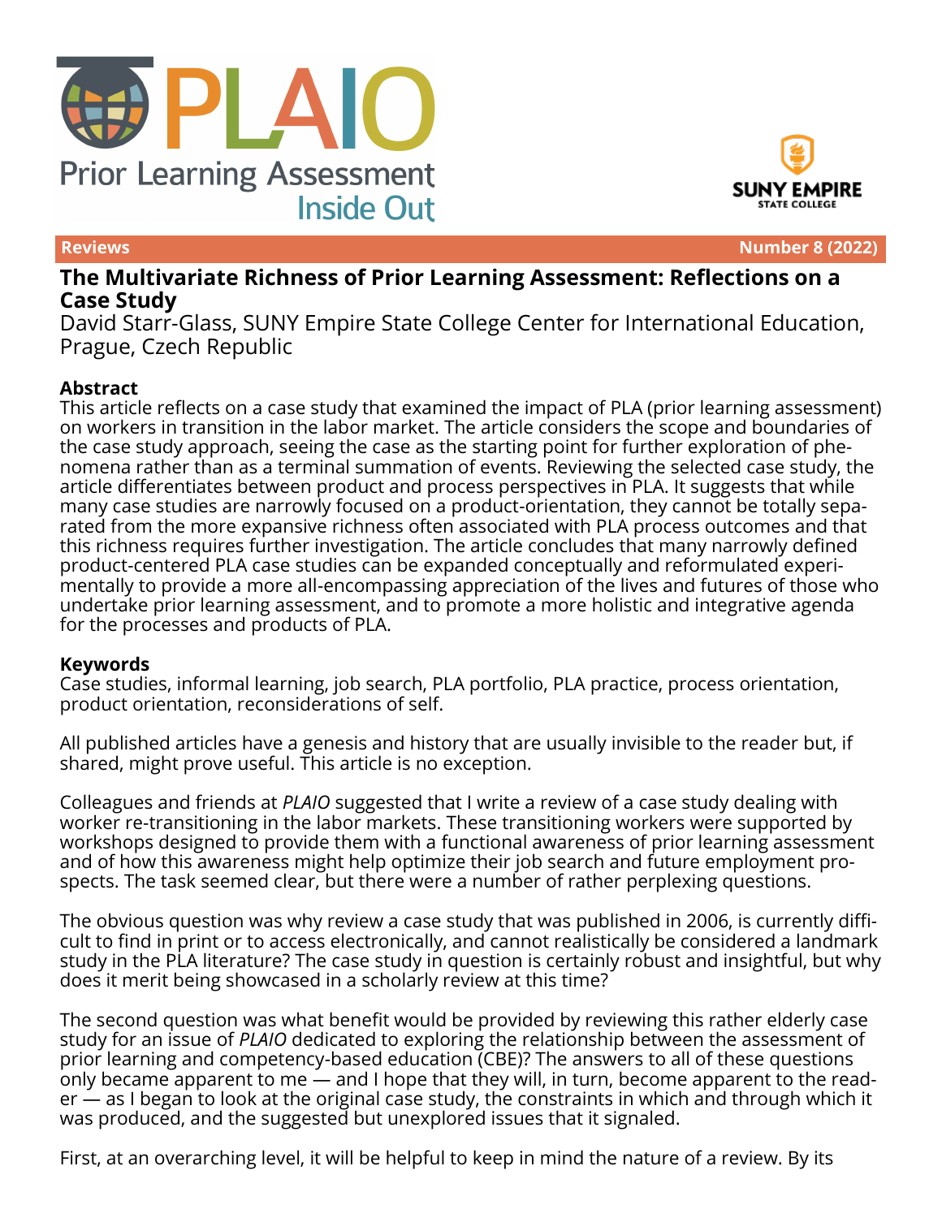Reviews | Number 8 (2022)

# The Multivariate Richness of Prior Learning Assessment: Reflections on a Case Study

David Starr-Glass, SUNY Empire State College Center for International Education, Prague, Czech Republic

## Abstract

This article reflects on a case study that examined the impact of PLA (prior learning assessment) on workers in transition in the labor market. The article considers the scope and boundaries of the case study approach, seeing the case as the starting point for further exploration of phenomena rather than as a terminal summation of events. Reviewing the selected case study, the article differentiates between product and process perspectives in PLA. It suggests that while many case studies are narrowly focused on a product-orientation, they cannot be totally separated from the more expansive richness often associated with PLA process outcomes and that this richness requires further investigation. The article concludes that many narrowly defined product-centered PLA case studies can be expanded conceptually and reformulated experimentally to provide a more all-encompassing appreciation of the lives and futures of those who undertake prior learning assessment, and to promote a more holistic and integrative agenda for the processes and products of PLA.

## Keywords

Case studies, informal learning, job search, PLA portfolio, PLA practice, process orientation, product orientation, reconsiderations of self.

All published articles have a genesis and history that are usually invisible to the reader but, if shared, might prove useful. This article is no exception.

Colleagues and friends at *PLAIO* suggested that I write a review of a case study dealing with worker re-transitioning in the labor markets. These transitioning workers were supported by workshops designed to provide them with a functional awareness of prior learning assessment and of how this awareness might help optimize their job search and future employment prospects. The task seemed clear, but there were a number of rather perplexing questions.

The obvious question was why review a case study that was published in 2006, is currently difficult to find in print or to access electronically, and cannot realistically be considered a landmark study in the PLA literature? The case study in question is certainly robust and insightful, but why does it merit being showcased in a scholarly review at this time?

The second question was what benefit would be provided by reviewing this rather elderly case study for an issue of *PLAIO* dedicated to exploring the relationship between the assessment of prior learning and competency-based education (CBE)? The answers to all of these questions only became apparent to me — and I hope that they will, in turn, become apparent to the reader — as I began to look at the original case study, the constraints in which and through which it was produced, and the suggested but unexplored issues that it signaled.

First, at an overarching level, it will be helpful to keep in mind the nature of a review. By its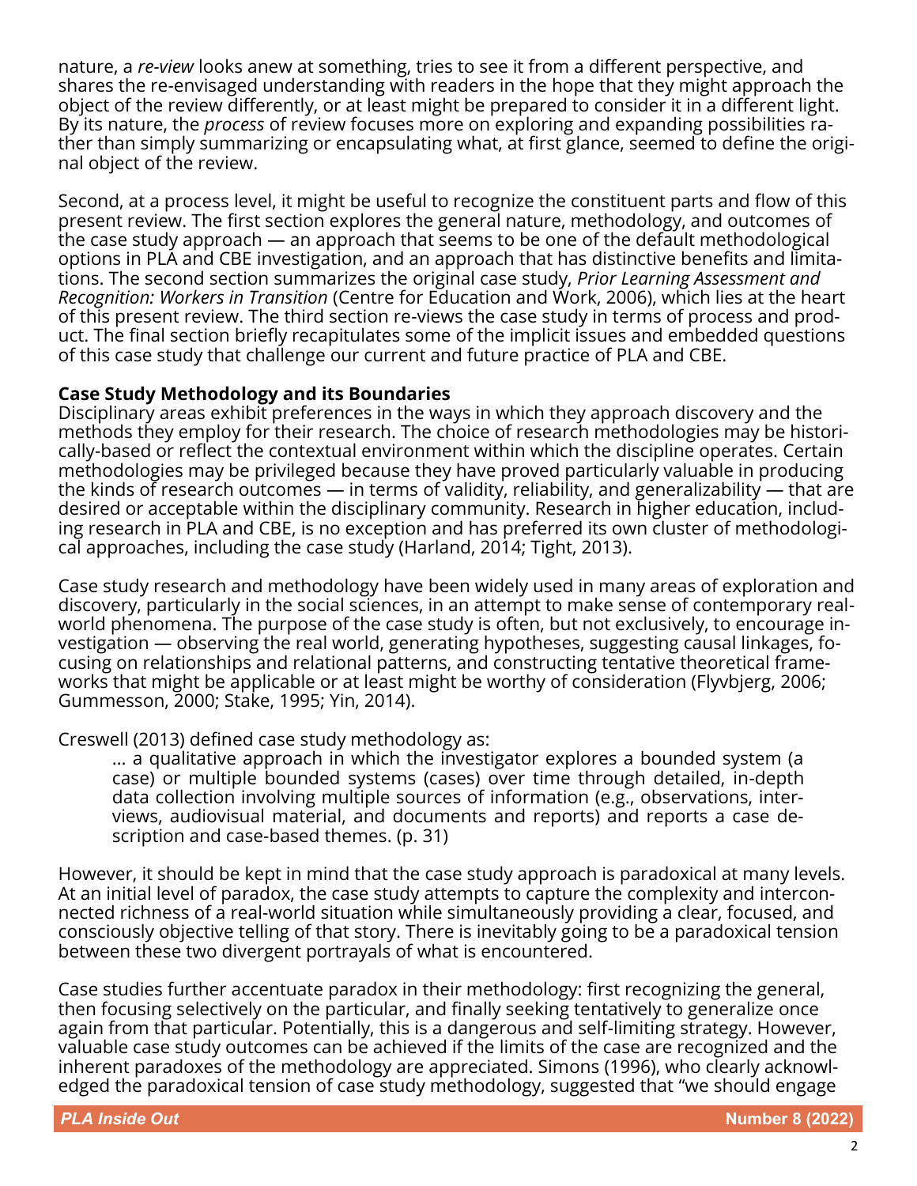nature, a *re-view* looks anew at something, tries to see it from a different perspective, and shares the re-envisaged understanding with readers in the hope that they might approach the object of the review differently, or at least might be prepared to consider it in a different light. By its nature, the *process* of review focuses more on exploring and expanding possibilities rather than simply summarizing or encapsulating what, at first glance, seemed to define the original object of the review.

Second, at a process level, it might be useful to recognize the constituent parts and flow of this present review. The first section explores the general nature, methodology, and outcomes of the case study approach — an approach that seems to be one of the default methodological options in PLA and CBE investigation, and an approach that has distinctive benefits and limitations. The second section summarizes the original case study, *Prior Learning Assessment and Recognition: Workers in Transition* (Centre for Education and Work, 2006), which lies at the heart of this present review. The third section re-views the case study in terms of process and product. The final section briefly recapitulates some of the implicit issues and embedded questions of this case study that challenge our current and future practice of PLA and CBE.

**Case Study Methodology and its Boundaries**

Disciplinary areas exhibit preferences in the ways in which they approach discovery and the methods they employ for their research. The choice of research methodologies may be historically-based or reflect the contextual environment within which the discipline operates. Certain methodologies may be privileged because they have proved particularly valuable in producing the kinds of research outcomes — in terms of validity, reliability, and generalizability — that are desired or acceptable within the disciplinary community. Research in higher education, including research in PLA and CBE, is no exception and has preferred its own cluster of methodological approaches, including the case study (Harland, 2014; Tight, 2013).

Case study research and methodology have been widely used in many areas of exploration and discovery, particularly in the social sciences, in an attempt to make sense of contemporary real-world phenomena. The purpose of the case study is often, but not exclusively, to encourage investigation — observing the real world, generating hypotheses, suggesting causal linkages, focusing on relationships and relational patterns, and constructing tentative theoretical frameworks that might be applicable or at least might be worthy of consideration (Flyvbjerg, 2006; Gummesson, 2000; Stake, 1995; Yin, 2014).

Creswell (2013) defined case study methodology as:

> … a qualitative approach in which the investigator explores a bounded system (a case) or multiple bounded systems (cases) over time through detailed, in-depth data collection involving multiple sources of information (e.g., observations, interviews, audiovisual material, and documents and reports) and reports a case description and case-based themes. (p. 31)

However, it should be kept in mind that the case study approach is paradoxical at many levels. At an initial level of paradox, the case study attempts to capture the complexity and interconnected richness of a real-world situation while simultaneously providing a clear, focused, and consciously objective telling of that story. There is inevitably going to be a paradoxical tension between these two divergent portrayals of what is encountered.

Case studies further accentuate paradox in their methodology: first recognizing the general, then focusing selectively on the particular, and finally seeking tentatively to generalize once again from that particular. Potentially, this is a dangerous and self-limiting strategy. However, valuable case study outcomes can be achieved if the limits of the case are recognized and the inherent paradoxes of the methodology are appreciated. Simons (1996), who clearly acknowledged the paradoxical tension of case study methodology, suggested that "we should engage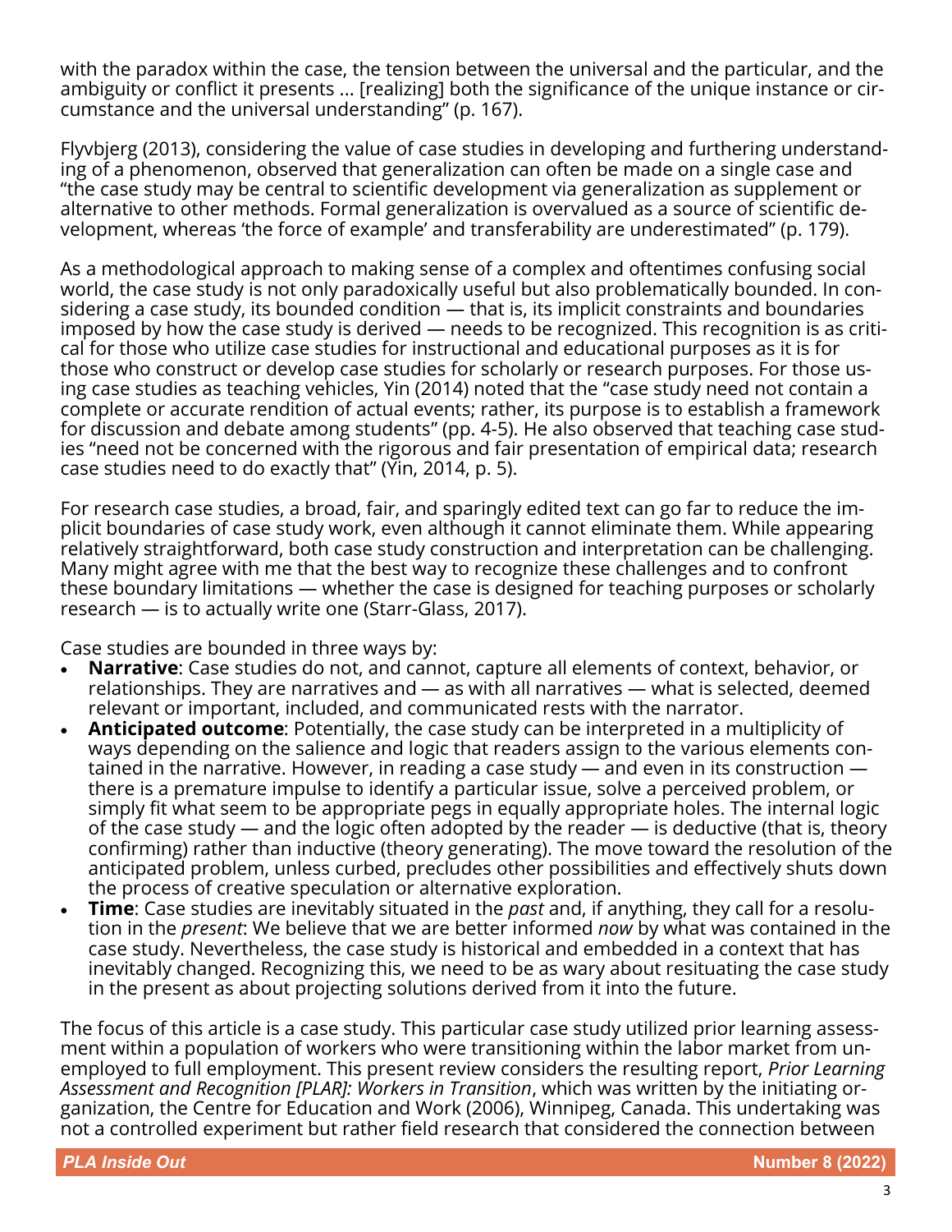with the paradox within the case, the tension between the universal and the particular, and the ambiguity or conflict it presents … [realizing] both the significance of the unique instance or circumstance and the universal understanding" (p. 167).

Flyvbjerg (2013), considering the value of case studies in developing and furthering understanding of a phenomenon, observed that generalization can often be made on a single case and "the case study may be central to scientific development via generalization as supplement or alternative to other methods. Formal generalization is overvalued as a source of scientific development, whereas 'the force of example' and transferability are underestimated" (p. 179).

As a methodological approach to making sense of a complex and oftentimes confusing social world, the case study is not only paradoxically useful but also problematically bounded. In considering a case study, its bounded condition — that is, its implicit constraints and boundaries imposed by how the case study is derived — needs to be recognized. This recognition is as critical for those who utilize case studies for instructional and educational purposes as it is for those who construct or develop case studies for scholarly or research purposes. For those using case studies as teaching vehicles, Yin (2014) noted that the "case study need not contain a complete or accurate rendition of actual events; rather, its purpose is to establish a framework for discussion and debate among students" (pp. 4-5). He also observed that teaching case studies "need not be concerned with the rigorous and fair presentation of empirical data; research case studies need to do exactly that" (Yin, 2014, p. 5).

For research case studies, a broad, fair, and sparingly edited text can go far to reduce the implicit boundaries of case study work, even although it cannot eliminate them. While appearing relatively straightforward, both case study construction and interpretation can be challenging. Many might agree with me that the best way to recognize these challenges and to confront these boundary limitations — whether the case is designed for teaching purposes or scholarly research — is to actually write one (Starr-Glass, 2017).

Case studies are bounded in three ways by:

- **Narrative**: Case studies do not, and cannot, capture all elements of context, behavior, or relationships. They are narratives and — as with all narratives — what is selected, deemed relevant or important, included, and communicated rests with the narrator.
- **Anticipated outcome**: Potentially, the case study can be interpreted in a multiplicity of ways depending on the salience and logic that readers assign to the various elements contained in the narrative. However, in reading a case study — and even in its construction — there is a premature impulse to identify a particular issue, solve a perceived problem, or simply fit what seem to be appropriate pegs in equally appropriate holes. The internal logic of the case study — and the logic often adopted by the reader — is deductive (that is, theory confirming) rather than inductive (theory generating). The move toward the resolution of the anticipated problem, unless curbed, precludes other possibilities and effectively shuts down the process of creative speculation or alternative exploration.
- **Time**: Case studies are inevitably situated in the *past* and, if anything, they call for a resolution in the *present*: We believe that we are better informed *now* by what was contained in the case study. Nevertheless, the case study is historical and embedded in a context that has inevitably changed. Recognizing this, we need to be as wary about resituating the case study in the present as about projecting solutions derived from it into the future.

The focus of this article is a case study. This particular case study utilized prior learning assessment within a population of workers who were transitioning within the labor market from unemployed to full employment. This present review considers the resulting report, *Prior Learning Assessment and Recognition [PLAR]: Workers in Transition*, which was written by the initiating organization, the Centre for Education and Work (2006), Winnipeg, Canada. This undertaking was not a controlled experiment but rather field research that considered the connection between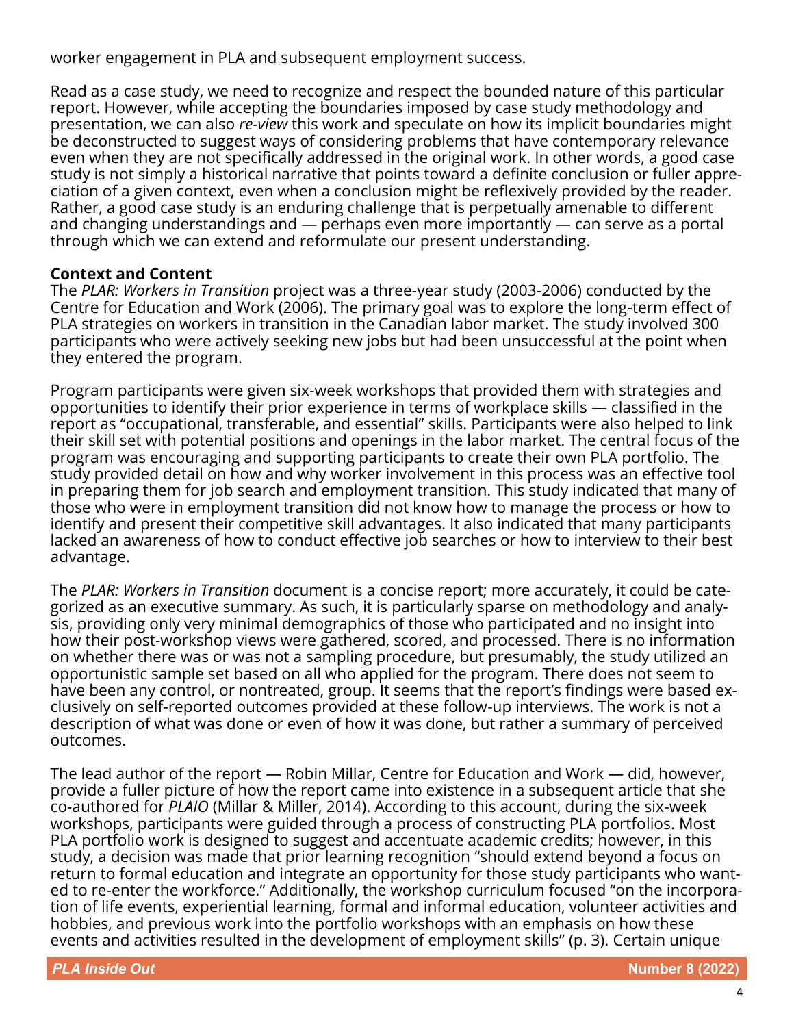worker engagement in PLA and subsequent employment success.

Read as a case study, we need to recognize and respect the bounded nature of this particular report. However, while accepting the boundaries imposed by case study methodology and presentation, we can also *re-view* this work and speculate on how its implicit boundaries might be deconstructed to suggest ways of considering problems that have contemporary relevance even when they are not specifically addressed in the original work. In other words, a good case study is not simply a historical narrative that points toward a definite conclusion or fuller appreciation of a given context, even when a conclusion might be reflexively provided by the reader. Rather, a good case study is an enduring challenge that is perpetually amenable to different and changing understandings and — perhaps even more importantly — can serve as a portal through which we can extend and reformulate our present understanding.

**Context and Content**

The *PLAR: Workers in Transition* project was a three-year study (2003-2006) conducted by the Centre for Education and Work (2006). The primary goal was to explore the long-term effect of PLA strategies on workers in transition in the Canadian labor market. The study involved 300 participants who were actively seeking new jobs but had been unsuccessful at the point when they entered the program.

Program participants were given six-week workshops that provided them with strategies and opportunities to identify their prior experience in terms of workplace skills — classified in the report as "occupational, transferable, and essential" skills. Participants were also helped to link their skill set with potential positions and openings in the labor market. The central focus of the program was encouraging and supporting participants to create their own PLA portfolio. The study provided detail on how and why worker involvement in this process was an effective tool in preparing them for job search and employment transition. This study indicated that many of those who were in employment transition did not know how to manage the process or how to identify and present their competitive skill advantages. It also indicated that many participants lacked an awareness of how to conduct effective job searches or how to interview to their best advantage.

The *PLAR: Workers in Transition* document is a concise report; more accurately, it could be categorized as an executive summary. As such, it is particularly sparse on methodology and analysis, providing only very minimal demographics of those who participated and no insight into how their post-workshop views were gathered, scored, and processed. There is no information on whether there was or was not a sampling procedure, but presumably, the study utilized an opportunistic sample set based on all who applied for the program. There does not seem to have been any control, or nontreated, group. It seems that the report's findings were based exclusively on self-reported outcomes provided at these follow-up interviews. The work is not a description of what was done or even of how it was done, but rather a summary of perceived outcomes.

The lead author of the report — Robin Millar, Centre for Education and Work — did, however, provide a fuller picture of how the report came into existence in a subsequent article that she co-authored for *PLAIO* (Millar & Miller, 2014). According to this account, during the six-week workshops, participants were guided through a process of constructing PLA portfolios. Most PLA portfolio work is designed to suggest and accentuate academic credits; however, in this study, a decision was made that prior learning recognition "should extend beyond a focus on return to formal education and integrate an opportunity for those study participants who wanted to re-enter the workforce." Additionally, the workshop curriculum focused "on the incorporation of life events, experiential learning, formal and informal education, volunteer activities and hobbies, and previous work into the portfolio workshops with an emphasis on how these events and activities resulted in the development of employment skills" (p. 3). Certain unique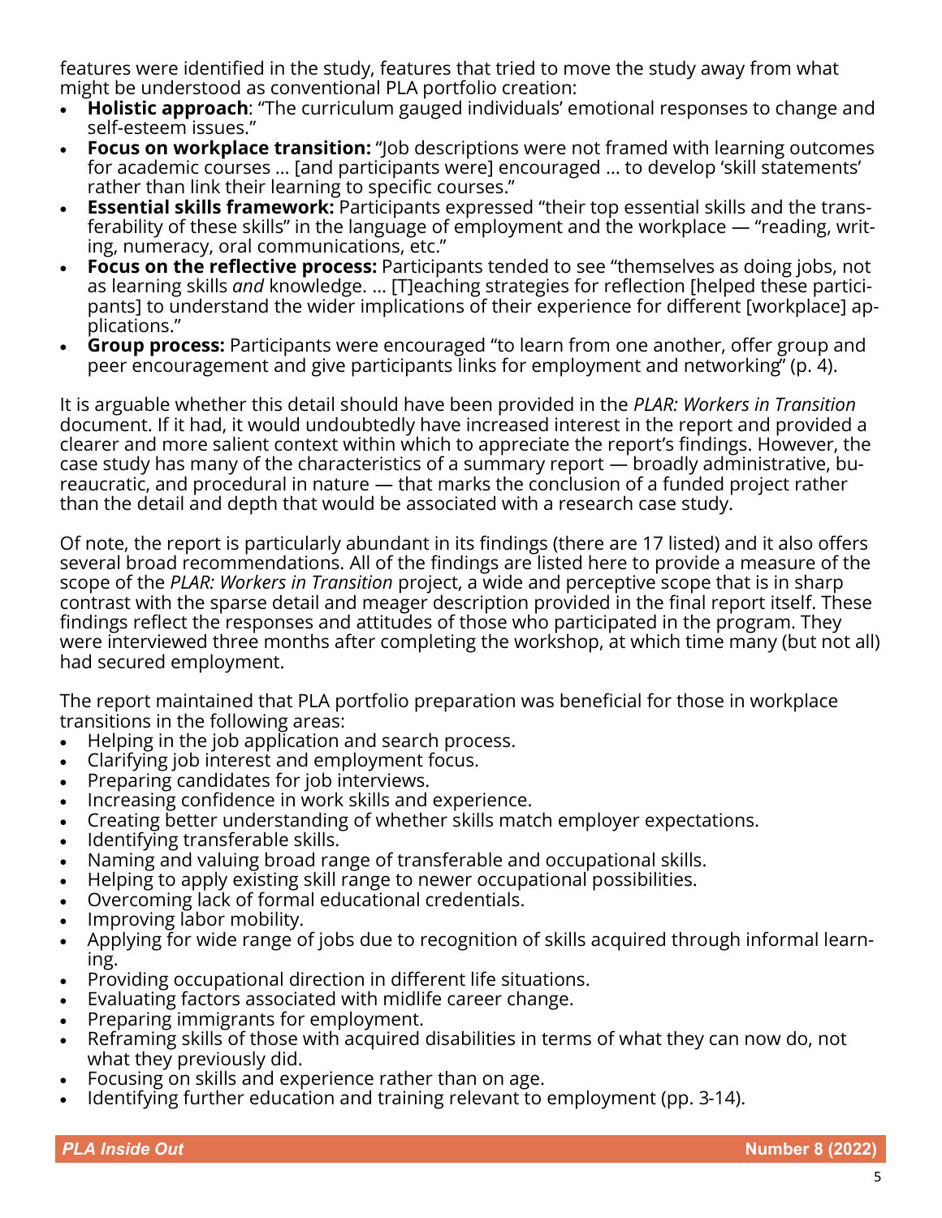features were identified in the study, features that tried to move the study away from what might be understood as conventional PLA portfolio creation:

- **Holistic approach**: "The curriculum gauged individuals' emotional responses to change and self-esteem issues."
- **Focus on workplace transition:** "Job descriptions were not framed with learning outcomes for academic courses … [and participants were] encouraged … to develop 'skill statements' rather than link their learning to specific courses."
- **Essential skills framework:** Participants expressed "their top essential skills and the transferability of these skills" in the language of employment and the workplace — "reading, writing, numeracy, oral communications, etc."
- **Focus on the reflective process:** Participants tended to see "themselves as doing jobs, not as learning skills *and* knowledge. … [T]eaching strategies for reflection [helped these participants] to understand the wider implications of their experience for different [workplace] applications."
- **Group process:** Participants were encouraged "to learn from one another, offer group and peer encouragement and give participants links for employment and networking" (p. 4).

It is arguable whether this detail should have been provided in the *PLAR: Workers in Transition* document. If it had, it would undoubtedly have increased interest in the report and provided a clearer and more salient context within which to appreciate the report's findings. However, the case study has many of the characteristics of a summary report — broadly administrative, bureaucratic, and procedural in nature — that marks the conclusion of a funded project rather than the detail and depth that would be associated with a research case study.

Of note, the report is particularly abundant in its findings (there are 17 listed) and it also offers several broad recommendations. All of the findings are listed here to provide a measure of the scope of the *PLAR: Workers in Transition* project, a wide and perceptive scope that is in sharp contrast with the sparse detail and meager description provided in the final report itself. These findings reflect the responses and attitudes of those who participated in the program. They were interviewed three months after completing the workshop, at which time many (but not all) had secured employment.

The report maintained that PLA portfolio preparation was beneficial for those in workplace transitions in the following areas:

- Helping in the job application and search process.
- Clarifying job interest and employment focus.
- Preparing candidates for job interviews.
- Increasing confidence in work skills and experience.
- Creating better understanding of whether skills match employer expectations.
- Identifying transferable skills.
- Naming and valuing broad range of transferable and occupational skills.
- Helping to apply existing skill range to newer occupational possibilities.
- Overcoming lack of formal educational credentials.
- Improving labor mobility.
- Applying for wide range of jobs due to recognition of skills acquired through informal learning.
- Providing occupational direction in different life situations.
- Evaluating factors associated with midlife career change.
- Preparing immigrants for employment.
- Reframing skills of those with acquired disabilities in terms of what they can now do, not what they previously did.
- Focusing on skills and experience rather than on age.
- Identifying further education and training relevant to employment (pp. 3-14).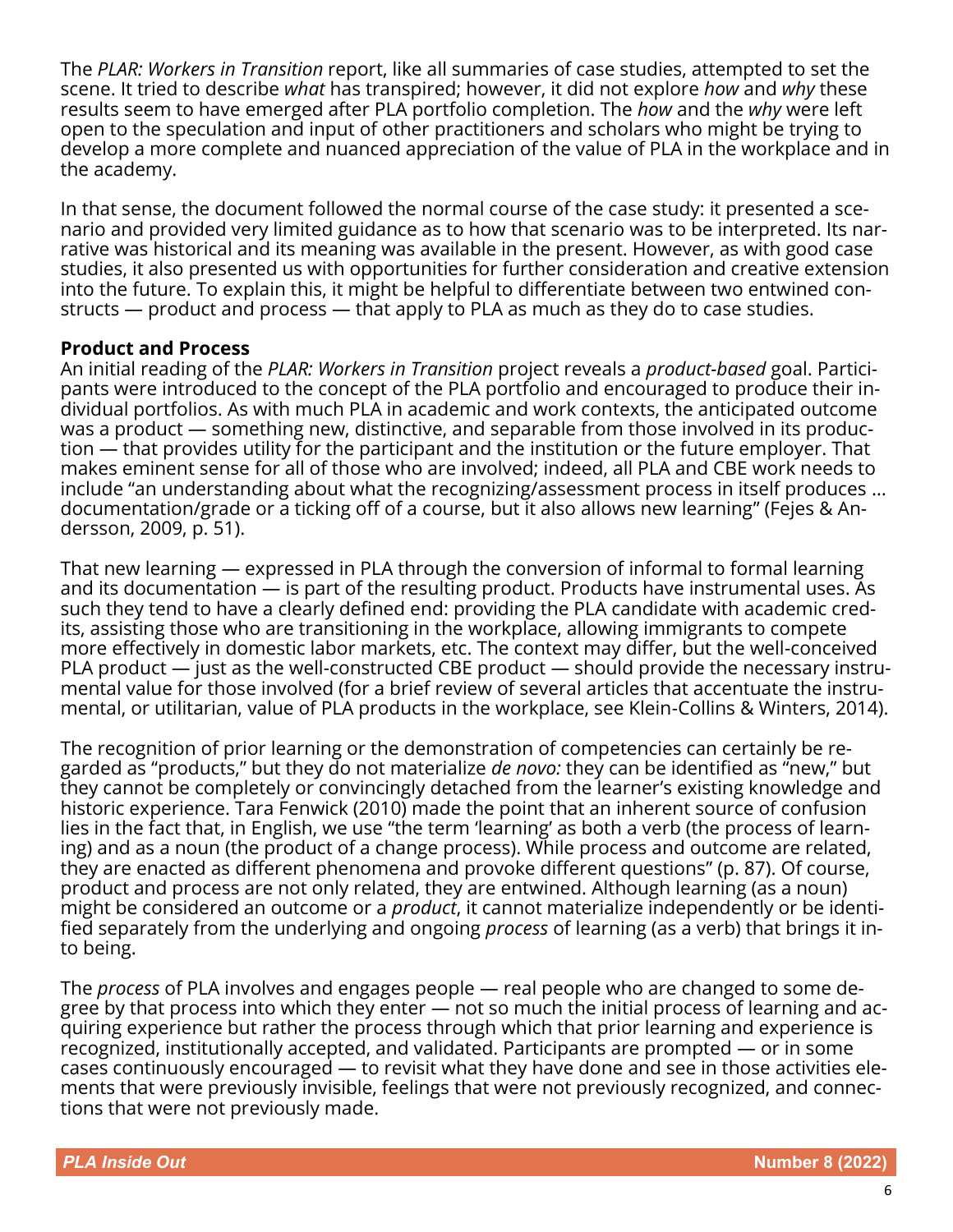The *PLAR: Workers in Transition* report, like all summaries of case studies, attempted to set the scene. It tried to describe *what* has transpired; however, it did not explore *how* and *why* these results seem to have emerged after PLA portfolio completion. The *how* and the *why* were left open to the speculation and input of other practitioners and scholars who might be trying to develop a more complete and nuanced appreciation of the value of PLA in the workplace and in the academy.

In that sense, the document followed the normal course of the case study: it presented a scenario and provided very limited guidance as to how that scenario was to be interpreted. Its narrative was historical and its meaning was available in the present. However, as with good case studies, it also presented us with opportunities for further consideration and creative extension into the future. To explain this, it might be helpful to differentiate between two entwined constructs — product and process — that apply to PLA as much as they do to case studies.

**Product and Process**

An initial reading of the *PLAR: Workers in Transition* project reveals a *product-based* goal. Participants were introduced to the concept of the PLA portfolio and encouraged to produce their individual portfolios. As with much PLA in academic and work contexts, the anticipated outcome was a product — something new, distinctive, and separable from those involved in its production — that provides utility for the participant and the institution or the future employer. That makes eminent sense for all of those who are involved; indeed, all PLA and CBE work needs to include "an understanding about what the recognizing/assessment process in itself produces … documentation/grade or a ticking off of a course, but it also allows new learning" (Fejes & Andersson, 2009, p. 51).

That new learning — expressed in PLA through the conversion of informal to formal learning and its documentation — is part of the resulting product. Products have instrumental uses. As such they tend to have a clearly defined end: providing the PLA candidate with academic credits, assisting those who are transitioning in the workplace, allowing immigrants to compete more effectively in domestic labor markets, etc. The context may differ, but the well-conceived PLA product — just as the well-constructed CBE product — should provide the necessary instrumental value for those involved (for a brief review of several articles that accentuate the instrumental, or utilitarian, value of PLA products in the workplace, see Klein-Collins & Winters, 2014).

The recognition of prior learning or the demonstration of competencies can certainly be regarded as "products," but they do not materialize *de novo:* they can be identified as "new," but they cannot be completely or convincingly detached from the learner's existing knowledge and historic experience. Tara Fenwick (2010) made the point that an inherent source of confusion lies in the fact that, in English, we use "the term 'learning' as both a verb (the process of learning) and as a noun (the product of a change process). While process and outcome are related, they are enacted as different phenomena and provoke different questions" (p. 87). Of course, product and process are not only related, they are entwined. Although learning (as a noun) might be considered an outcome or a *product*, it cannot materialize independently or be identified separately from the underlying and ongoing *process* of learning (as a verb) that brings it into being.

The *process* of PLA involves and engages people — real people who are changed to some degree by that process into which they enter — not so much the initial process of learning and acquiring experience but rather the process through which that prior learning and experience is recognized, institutionally accepted, and validated. Participants are prompted — or in some cases continuously encouraged — to revisit what they have done and see in those activities elements that were previously invisible, feelings that were not previously recognized, and connections that were not previously made.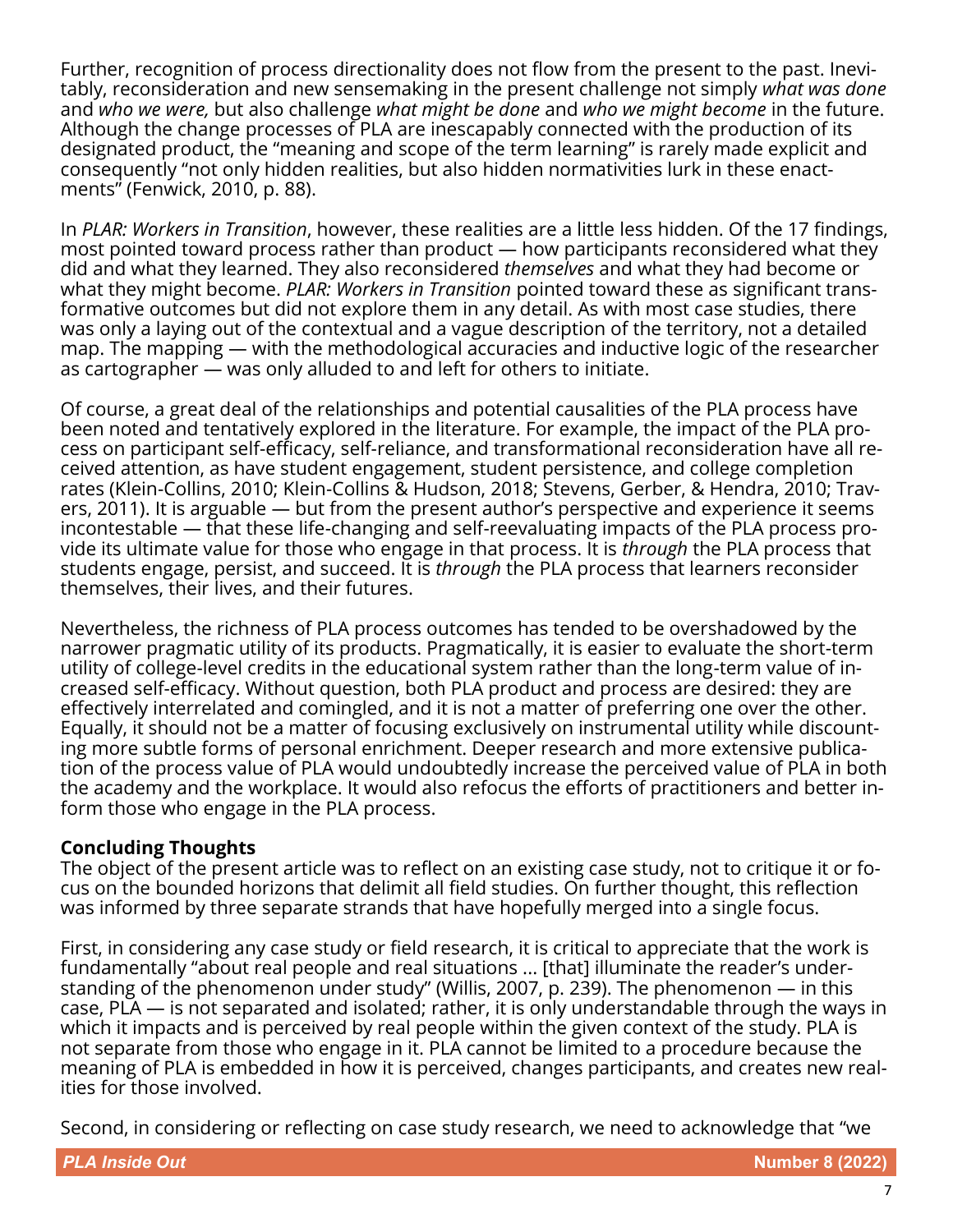Further, recognition of process directionality does not flow from the present to the past. Inevitably, reconsideration and new sensemaking in the present challenge not simply *what was done* and *who we were,* but also challenge *what might be done* and *who we might become* in the future. Although the change processes of PLA are inescapably connected with the production of its designated product, the "meaning and scope of the term learning" is rarely made explicit and consequently "not only hidden realities, but also hidden normativities lurk in these enactments" (Fenwick, 2010, p. 88).

In *PLAR: Workers in Transition*, however, these realities are a little less hidden. Of the 17 findings, most pointed toward process rather than product — how participants reconsidered what they did and what they learned. They also reconsidered *themselves* and what they had become or what they might become. *PLAR: Workers in Transition* pointed toward these as significant transformative outcomes but did not explore them in any detail. As with most case studies, there was only a laying out of the contextual and a vague description of the territory, not a detailed map. The mapping — with the methodological accuracies and inductive logic of the researcher as cartographer — was only alluded to and left for others to initiate.

Of course, a great deal of the relationships and potential causalities of the PLA process have been noted and tentatively explored in the literature. For example, the impact of the PLA process on participant self-efficacy, self-reliance, and transformational reconsideration have all received attention, as have student engagement, student persistence, and college completion rates (Klein-Collins, 2010; Klein-Collins & Hudson, 2018; Stevens, Gerber, & Hendra, 2010; Travers, 2011). It is arguable — but from the present author's perspective and experience it seems incontestable — that these life-changing and self-reevaluating impacts of the PLA process provide its ultimate value for those who engage in that process. It is *through* the PLA process that students engage, persist, and succeed. It is *through* the PLA process that learners reconsider themselves, their lives, and their futures.

Nevertheless, the richness of PLA process outcomes has tended to be overshadowed by the narrower pragmatic utility of its products. Pragmatically, it is easier to evaluate the short-term utility of college-level credits in the educational system rather than the long-term value of increased self-efficacy. Without question, both PLA product and process are desired: they are effectively interrelated and comingled, and it is not a matter of preferring one over the other. Equally, it should not be a matter of focusing exclusively on instrumental utility while discounting more subtle forms of personal enrichment. Deeper research and more extensive publication of the process value of PLA would undoubtedly increase the perceived value of PLA in both the academy and the workplace. It would also refocus the efforts of practitioners and better inform those who engage in the PLA process.

**Concluding Thoughts**

The object of the present article was to reflect on an existing case study, not to critique it or focus on the bounded horizons that delimit all field studies. On further thought, this reflection was informed by three separate strands that have hopefully merged into a single focus.

First, in considering any case study or field research, it is critical to appreciate that the work is fundamentally "about real people and real situations ... [that] illuminate the reader's understanding of the phenomenon under study" (Willis, 2007, p. 239). The phenomenon — in this case, PLA — is not separated and isolated; rather, it is only understandable through the ways in which it impacts and is perceived by real people within the given context of the study. PLA is not separate from those who engage in it. PLA cannot be limited to a procedure because the meaning of PLA is embedded in how it is perceived, changes participants, and creates new realities for those involved.

Second, in considering or reflecting on case study research, we need to acknowledge that "we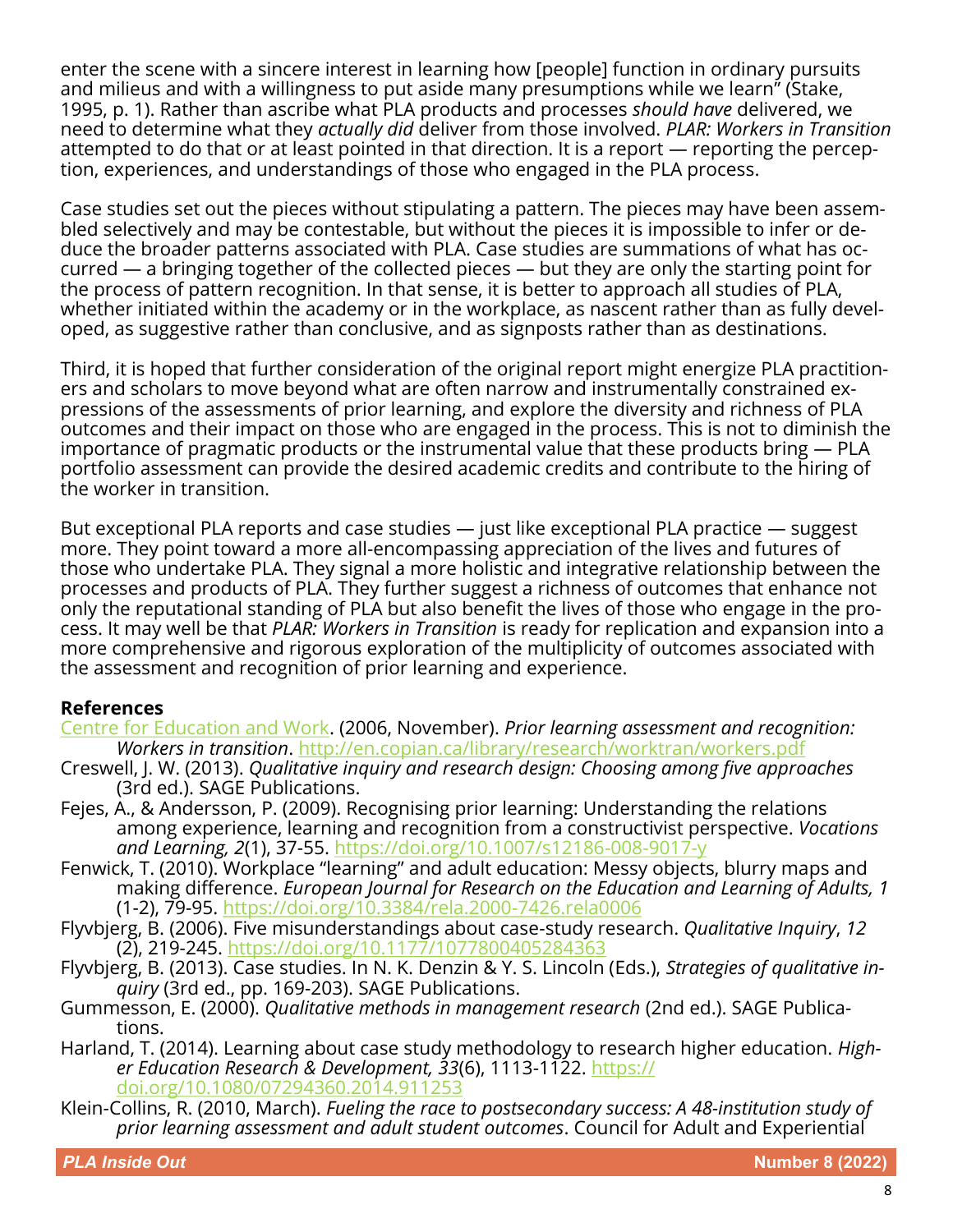enter the scene with a sincere interest in learning how [people] function in ordinary pursuits and milieus and with a willingness to put aside many presumptions while we learn" (Stake, 1995, p. 1). Rather than ascribe what PLA products and processes *should have* delivered, we need to determine what they *actually did* deliver from those involved. *PLAR: Workers in Transition* attempted to do that or at least pointed in that direction. It is a report — reporting the perception, experiences, and understandings of those who engaged in the PLA process.

Case studies set out the pieces without stipulating a pattern. The pieces may have been assembled selectively and may be contestable, but without the pieces it is impossible to infer or deduce the broader patterns associated with PLA. Case studies are summations of what has occurred — a bringing together of the collected pieces — but they are only the starting point for the process of pattern recognition. In that sense, it is better to approach all studies of PLA, whether initiated within the academy or in the workplace, as nascent rather than as fully developed, as suggestive rather than conclusive, and as signposts rather than as destinations.

Third, it is hoped that further consideration of the original report might energize PLA practitioners and scholars to move beyond what are often narrow and instrumentally constrained expressions of the assessments of prior learning, and explore the diversity and richness of PLA outcomes and their impact on those who are engaged in the process. This is not to diminish the importance of pragmatic products or the instrumental value that these products bring — PLA portfolio assessment can provide the desired academic credits and contribute to the hiring of the worker in transition.

But exceptional PLA reports and case studies — just like exceptional PLA practice — suggest more. They point toward a more all-encompassing appreciation of the lives and futures of those who undertake PLA. They signal a more holistic and integrative relationship between the processes and products of PLA. They further suggest a richness of outcomes that enhance not only the reputational standing of PLA but also benefit the lives of those who engage in the process. It may well be that *PLAR: Workers in Transition* is ready for replication and expansion into a more comprehensive and rigorous exploration of the multiplicity of outcomes associated with the assessment and recognition of prior learning and experience.

## References

Centre for Education and Work. (2006, November). *Prior learning assessment and recognition: Workers in transition*. http://en.copian.ca/library/research/worktran/workers.pdf

Creswell, J. W. (2013). *Qualitative inquiry and research design: Choosing among five approaches* (3rd ed.). SAGE Publications.

Fejes, A., & Andersson, P. (2009). Recognising prior learning: Understanding the relations among experience, learning and recognition from a constructivist perspective. *Vocations and Learning, 2*(1), 37-55. https://doi.org/10.1007/s12186-008-9017-y

Fenwick, T. (2010). Workplace "learning" and adult education: Messy objects, blurry maps and making difference. *European Journal for Research on the Education and Learning of Adults, 1* (1-2), 79-95. https://doi.org/10.3384/rela.2000-7426.rela0006

Flyvbjerg, B. (2006). Five misunderstandings about case-study research. *Qualitative Inquiry*, *12* (2), 219-245. https://doi.org/10.1177/1077800405284363

Flyvbjerg, B. (2013). Case studies. In N. K. Denzin & Y. S. Lincoln (Eds.), *Strategies of qualitative inquiry* (3rd ed., pp. 169-203). SAGE Publications.

Gummesson, E. (2000). *Qualitative methods in management research* (2nd ed.). SAGE Publications.

Harland, T. (2014). Learning about case study methodology to research higher education. *Higher Education Research & Development, 33*(6), 1113-1122. https://doi.org/10.1080/07294360.2014.911253

Klein-Collins, R. (2010, March). *Fueling the race to postsecondary success: A 48-institution study of prior learning assessment and adult student outcomes*. Council for Adult and Experiential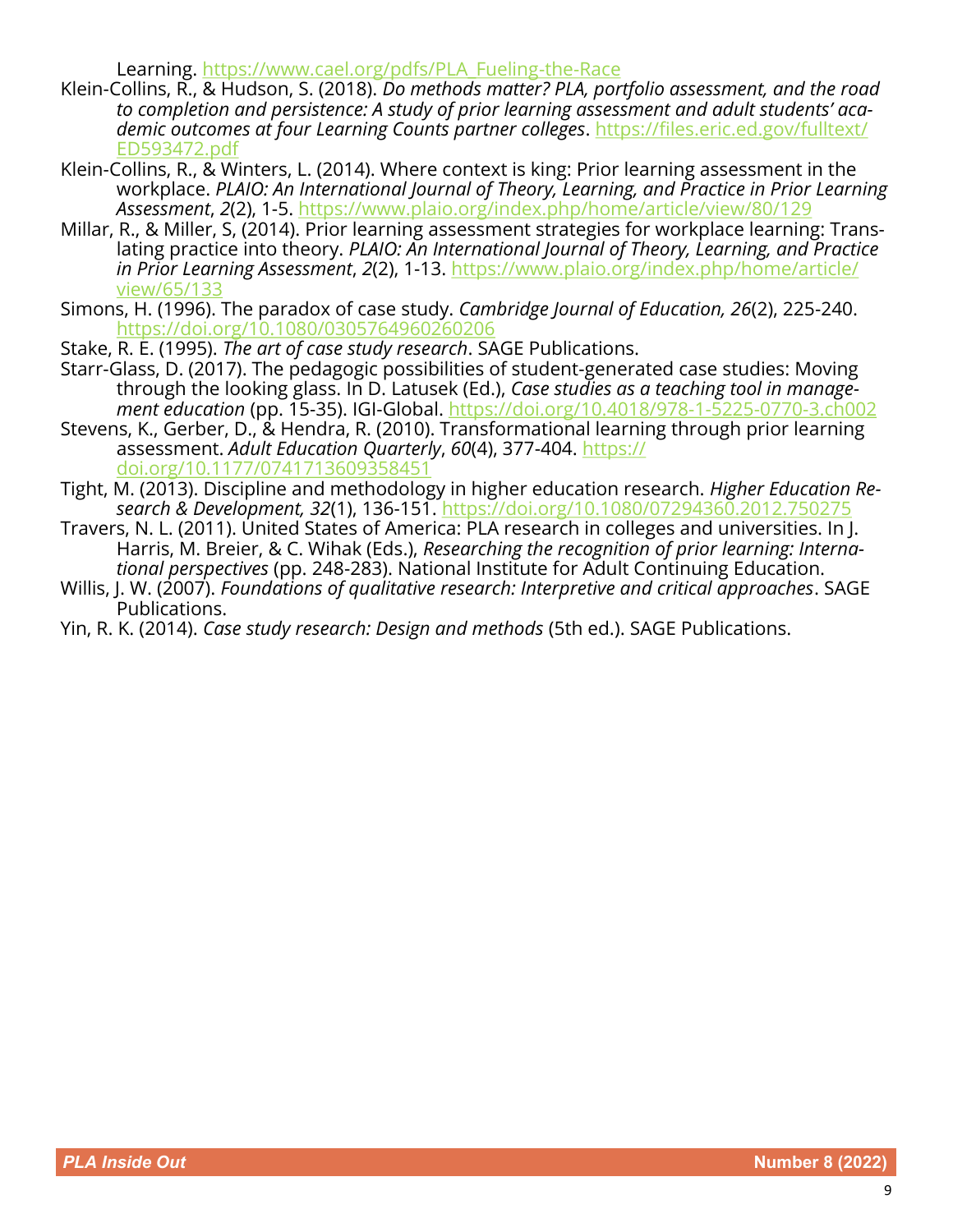Learning. https://www.cael.org/pdfs/PLA_Fueling-the-Race

Klein-Collins, R., & Hudson, S. (2018). *Do methods matter? PLA, portfolio assessment, and the road to completion and persistence: A study of prior learning assessment and adult students' academic outcomes at four Learning Counts partner colleges*. https://files.eric.ed.gov/fulltext/ED593472.pdf

Klein-Collins, R., & Winters, L. (2014). Where context is king: Prior learning assessment in the workplace. *PLAIO: An International Journal of Theory, Learning, and Practice in Prior Learning Assessment*, *2*(2), 1-5. https://www.plaio.org/index.php/home/article/view/80/129

Millar, R., & Miller, S, (2014). Prior learning assessment strategies for workplace learning: Translating practice into theory. *PLAIO: An International Journal of Theory, Learning, and Practice in Prior Learning Assessment*, *2*(2), 1-13. https://www.plaio.org/index.php/home/article/view/65/133

Simons, H. (1996). The paradox of case study. *Cambridge Journal of Education, 26*(2), 225-240. https://doi.org/10.1080/0305764960260206

Stake, R. E. (1995). *The art of case study research*. SAGE Publications.

Starr-Glass, D. (2017). The pedagogic possibilities of student-generated case studies: Moving through the looking glass. In D. Latusek (Ed.), *Case studies as a teaching tool in management education* (pp. 15-35). IGI-Global. https://doi.org/10.4018/978-1-5225-0770-3.ch002

Stevens, K., Gerber, D., & Hendra, R. (2010). Transformational learning through prior learning assessment. *Adult Education Quarterly*, *60*(4), 377-404. https://doi.org/10.1177/0741713609358451

Tight, M. (2013). Discipline and methodology in higher education research. *Higher Education Research & Development, 32*(1), 136-151. https://doi.org/10.1080/07294360.2012.750275

Travers, N. L. (2011). United States of America: PLA research in colleges and universities. In J. Harris, M. Breier, & C. Wihak (Eds.), *Researching the recognition of prior learning: International perspectives* (pp. 248-283). National Institute for Adult Continuing Education.

Willis, J. W. (2007). *Foundations of qualitative research: Interpretive and critical approaches*. SAGE Publications.

Yin, R. K. (2014). *Case study research: Design and methods* (5th ed.). SAGE Publications.